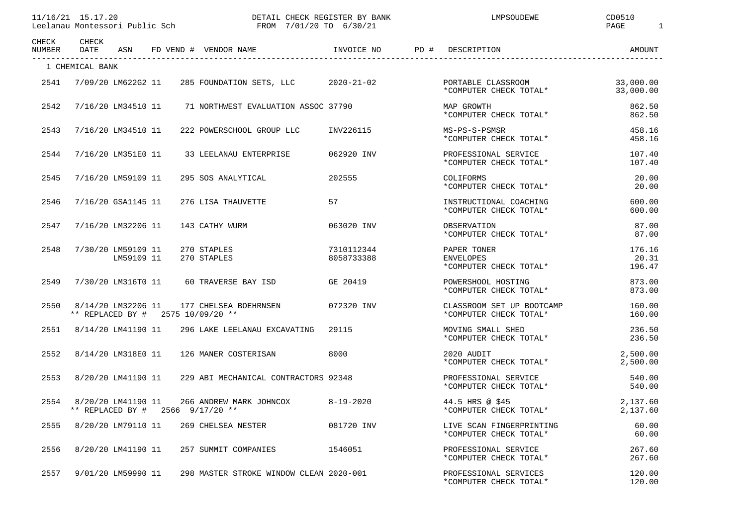11/16/21 15.17.20 DETAIL CHECK REGISTER BY BANK LMPSOUDEWE CD0510

Leelanau Montessori Public Sch FROM 7/01/20 TO 6/30/21

| CHECK NUMBER | CHECK DATE | ASN | FD | VEND # | VENDOR NAME | INVOICE NO | PO # | DESCRIPTION | AMOUNT |
|---|---|---|---|---|---|---|---|---|---|
| 1 CHEMICAL BANK | | | | | | | | | |
| 2541 | 7/09/20 | LM622G2 | 11 | 285 | FOUNDATION SETS, LLC | 2020-21-02 | | PORTABLE CLASSROOM | 33,000.00 |
| | | | | | | | | *COMPUTER CHECK TOTAL* | 33,000.00 |
| 2542 | 7/16/20 | LM34510 | 11 | 71 | NORTHWEST EVALUATION ASSOC | 37790 | | MAP GROWTH | 862.50 |
| | | | | | | | | *COMPUTER CHECK TOTAL* | 862.50 |
| 2543 | 7/16/20 | LM34510 | 11 | 222 | POWERSCHOOL GROUP LLC | INV226115 | | MS-PS-S-PSMSR | 458.16 |
| | | | | | | | | *COMPUTER CHECK TOTAL* | 458.16 |
| 2544 | 7/16/20 | LM351E0 | 11 | 33 | LEELANAU ENTERPRISE | 062920 INV | | PROFESSIONAL SERVICE | 107.40 |
| | | | | | | | | *COMPUTER CHECK TOTAL* | 107.40 |
| 2545 | 7/16/20 | LM59109 | 11 | 295 | SOS ANALYTICAL | 202555 | | COLIFORMS | 20.00 |
| | | | | | | | | *COMPUTER CHECK TOTAL* | 20.00 |
| 2546 | 7/16/20 | GSA1145 | 11 | 276 | LISA THAUVETTE | 57 | | INSTRUCTIONAL COACHING | 600.00 |
| | | | | | | | | *COMPUTER CHECK TOTAL* | 600.00 |
| 2547 | 7/16/20 | LM32206 | 11 | 143 | CATHY WURM | 063020 INV | | OBSERVATION | 87.00 |
| | | | | | | | | *COMPUTER CHECK TOTAL* | 87.00 |
| 2548 | 7/30/20 | LM59109 | 11 | 270 | STAPLES | 7310112344 | | PAPER TONER | 176.16 |
| | | LM59109 | 11 | 270 | STAPLES | 8058733388 | | ENVELOPES | 20.31 |
| | | | | | | | | *COMPUTER CHECK TOTAL* | 196.47 |
| 2549 | 7/30/20 | LM316T0 | 11 | 60 | TRAVERSE BAY ISD | GE 20419 | | POWERSHOOL HOSTING | 873.00 |
| | | | | | | | | *COMPUTER CHECK TOTAL* | 873.00 |
| 2550 | 8/14/20 | LM32206 | 11 | 177 | CHELSEA BOEHRNSEN | 072320 INV | | CLASSROOM SET UP BOOTCAMP | 160.00 |
| ** REPLACED BY # 2575 10/09/20 ** | | | | | | | | *COMPUTER CHECK TOTAL* | 160.00 |
| 2551 | 8/14/20 | LM41190 | 11 | 296 | LAKE LEELANAU EXCAVATING | 29115 | | MOVING SMALL SHED | 236.50 |
| | | | | | | | | *COMPUTER CHECK TOTAL* | 236.50 |
| 2552 | 8/14/20 | LM318E0 | 11 | 126 | MANER COSTERISAN | 8000 | | 2020 AUDIT | 2,500.00 |
| | | | | | | | | *COMPUTER CHECK TOTAL* | 2,500.00 |
| 2553 | 8/20/20 | LM41190 | 11 | 229 | ABI MECHANICAL CONTRACTORS | 92348 | | PROFESSIONAL SERVICE | 540.00 |
| | | | | | | | | *COMPUTER CHECK TOTAL* | 540.00 |
| 2554 | 8/20/20 | LM41190 | 11 | 266 | ANDREW MARK JOHNCOX | 8-19-2020 | | 44.5 HRS @ $45 | 2,137.60 |
| ** REPLACED BY # 2566 9/17/20 ** | | | | | | | | *COMPUTER CHECK TOTAL* | 2,137.60 |
| 2555 | 8/20/20 | LM79110 | 11 | 269 | CHELSEA NESTER | 081720 INV | | LIVE SCAN FINGERPRINTING | 60.00 |
| | | | | | | | | *COMPUTER CHECK TOTAL* | 60.00 |
| 2556 | 8/20/20 | LM41190 | 11 | 257 | SUMMIT COMPANIES | 1546051 | | PROFESSIONAL SERVICE | 267.60 |
| | | | | | | | | *COMPUTER CHECK TOTAL* | 267.60 |
| 2557 | 9/01/20 | LM59990 | 11 | 298 | MASTER STROKE WINDOW CLEAN | 2020-001 | | PROFESSIONAL SERVICES | 120.00 |
| | | | | | | | | *COMPUTER CHECK TOTAL* | 120.00 |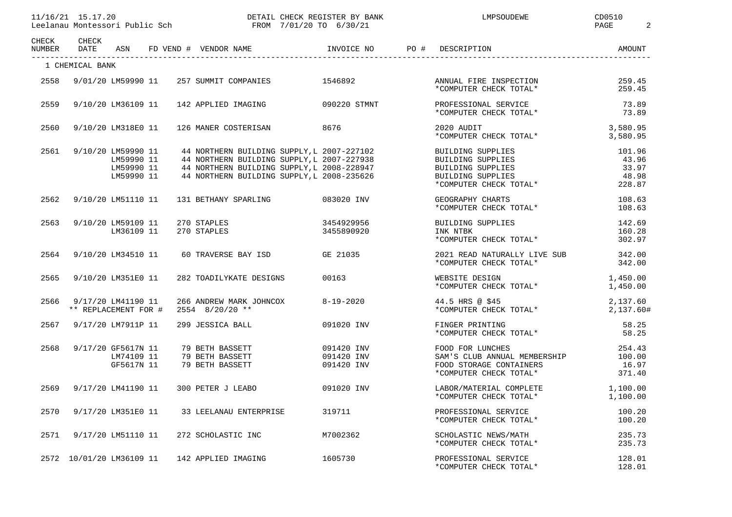11/16/21 15.17.20 DETAIL CHECK REGISTER BY BANK LMPSOUDEWE CD0510

Leelanau Montessori Public Sch FROM 7/01/20 TO 6/30/21

| CHECK NUMBER | CHECK DATE | ASN | FD | VEND # | VENDOR NAME | INVOICE NO | PO # | DESCRIPTION | AMOUNT |
|---|---|---|---|---|---|---|---|---|---|
| 1 CHEMICAL BANK | | | | | | | | | |
| 2558 | 9/01/20 | LM59990 | 11 | 257 | SUMMIT COMPANIES | 1546892 | | ANNUAL FIRE INSPECTION | 259.45 |
| | | | | | | | | *COMPUTER CHECK TOTAL* | 259.45 |
| 2559 | 9/10/20 | LM36109 | 11 | 142 | APPLIED IMAGING | 090220 STMNT | | PROFESSIONAL SERVICE | 73.89 |
| | | | | | | | | *COMPUTER CHECK TOTAL* | 73.89 |
| 2560 | 9/10/20 | LM318E0 | 11 | 126 | MANER COSTERISAN | 8676 | | 2020 AUDIT | 3,580.95 |
| | | | | | | | | *COMPUTER CHECK TOTAL* | 3,580.95 |
| 2561 | 9/10/20 | LM59990 | 11 | 44 | NORTHERN BUILDING SUPPLY,L | 2007-227102 | | BUILDING SUPPLIES | 101.96 |
| | | LM59990 | 11 | 44 | NORTHERN BUILDING SUPPLY,L | 2007-227938 | | BUILDING SUPPLIES | 43.96 |
| | | LM59990 | 11 | 44 | NORTHERN BUILDING SUPPLY,L | 2008-228947 | | BUILDING SUPPLIES | 33.97 |
| | | LM59990 | 11 | 44 | NORTHERN BUILDING SUPPLY,L | 2008-235626 | | BUILDING SUPPLIES | 48.98 |
| | | | | | | | | *COMPUTER CHECK TOTAL* | 228.87 |
| 2562 | 9/10/20 | LM51110 | 11 | 131 | BETHANY SPARLING | 083020 INV | | GEOGRAPHY CHARTS | 108.63 |
| | | | | | | | | *COMPUTER CHECK TOTAL* | 108.63 |
| 2563 | 9/10/20 | LM59109 | 11 | 270 | STAPLES | 3454929956 | | BUILDING SUPPLIES | 142.69 |
| | | LM36109 | 11 | 270 | STAPLES | 3455890920 | | INK NTBK | 160.28 |
| | | | | | | | | *COMPUTER CHECK TOTAL* | 302.97 |
| 2564 | 9/10/20 | LM34510 | 11 | 60 | TRAVERSE BAY ISD | GE 21035 | | 2021 READ NATURALLY LIVE SUB | 342.00 |
| | | | | | | | | *COMPUTER CHECK TOTAL* | 342.00 |
| 2565 | 9/10/20 | LM351E0 | 11 | 282 | TOADILYKATE DESIGNS | 00163 | | WEBSITE DESIGN | 1,450.00 |
| | | | | | | | | *COMPUTER CHECK TOTAL* | 1,450.00 |
| 2566 | 9/17/20 | LM41190 | 11 | 266 | ANDREW MARK JOHNCOX | 8-19-2020 | | 44.5 HRS @ $45 | 2,137.60 |
| | ** REPLACEMENT FOR # | | | | 2554 8/20/20 ** | | | *COMPUTER CHECK TOTAL* | 2,137.60# |
| 2567 | 9/17/20 | LM7911P | 11 | 299 | JESSICA BALL | 091020 INV | | FINGER PRINTING | 58.25 |
| | | | | | | | | *COMPUTER CHECK TOTAL* | 58.25 |
| 2568 | 9/17/20 | GF5617N | 11 | 79 | BETH BASSETT | 091420 INV | | FOOD FOR LUNCHES | 254.43 |
| | | LM74109 | 11 | 79 | BETH BASSETT | 091420 INV | | SAM'S CLUB ANNUAL MEMBERSHIP | 100.00 |
| | | GF5617N | 11 | 79 | BETH BASSETT | 091420 INV | | FOOD STORAGE CONTAINERS | 16.97 |
| | | | | | | | | *COMPUTER CHECK TOTAL* | 371.40 |
| 2569 | 9/17/20 | LM41190 | 11 | 300 | PETER J LEABO | 091020 INV | | LABOR/MATERIAL COMPLETE | 1,100.00 |
| | | | | | | | | *COMPUTER CHECK TOTAL* | 1,100.00 |
| 2570 | 9/17/20 | LM351E0 | 11 | 33 | LEELANAU ENTERPRISE | 319711 | | PROFESSIONAL SERVICE | 100.20 |
| | | | | | | | | *COMPUTER CHECK TOTAL* | 100.20 |
| 2571 | 9/17/20 | LM51110 | 11 | 272 | SCHOLASTIC INC | M7002362 | | SCHOLASTIC NEWS/MATH | 235.73 |
| | | | | | | | | *COMPUTER CHECK TOTAL* | 235.73 |
| 2572 | 10/01/20 | LM36109 | 11 | 142 | APPLIED IMAGING | 1605730 | | PROFESSIONAL SERVICE | 128.01 |
| | | | | | | | | *COMPUTER CHECK TOTAL* | 128.01 |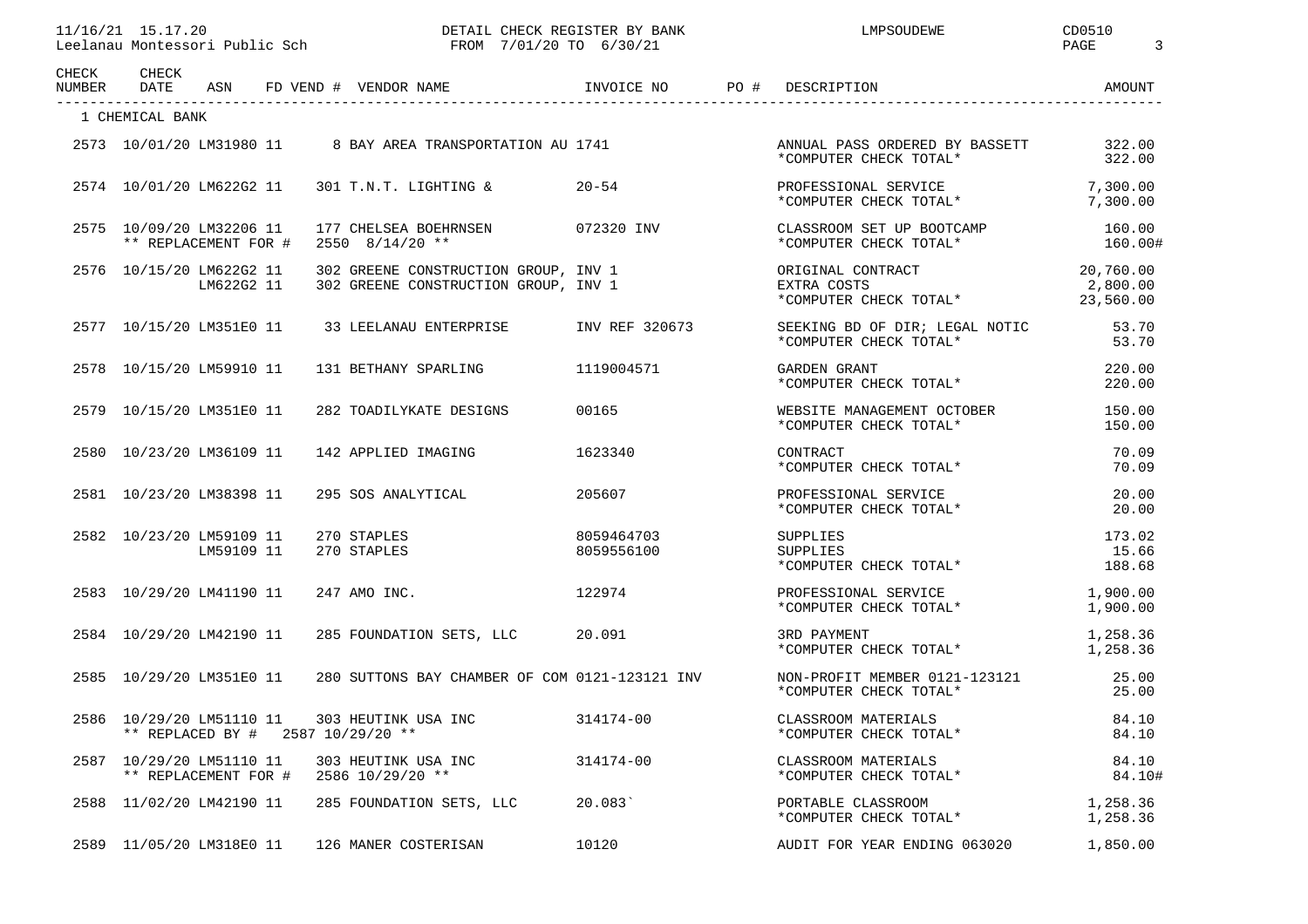11/16/21 15.17.20 DETAIL CHECK REGISTER BY BANK LMPSOUDEWE CD0510

Leelanau Montessori Public Sch FROM 7/01/20 TO 6/30/21

| CHECK NUMBER | CHECK DATE | ASN | FD | VEND # | VENDOR NAME | INVOICE NO | PO # | DESCRIPTION | AMOUNT |
|---|---|---|---|---|---|---|---|---|---|
| 1 CHEMICAL BANK | | | | | | | | | |
| 2573 | 10/01/20 | LM31980 | 11 | 8 | BAY AREA TRANSPORTATION AU | 1741 | | ANNUAL PASS ORDERED BY BASSETT | 322.00 |
| | | | | | | | | *COMPUTER CHECK TOTAL* | 322.00 |
| 2574 | 10/01/20 | LM622G2 | 11 | 301 | T.N.T. LIGHTING & | 20-54 | | PROFESSIONAL SERVICE | 7,300.00 |
| | | | | | | | | *COMPUTER CHECK TOTAL* | 7,300.00 |
| 2575 | 10/09/20 | LM32206 | 11 | 177 | CHELSEA BOEHRNSEN | 072320 INV | | CLASSROOM SET UP BOOTCAMP | 160.00 |
| | ** REPLACEMENT FOR # 2550 8/14/20 ** | | | | | | | *COMPUTER CHECK TOTAL* | 160.00# |
| 2576 | 10/15/20 | LM622G2 | 11 | 302 | GREENE CONSTRUCTION GROUP, | INV 1 | | ORIGINAL CONTRACT | 20,760.00 |
| | | LM622G2 | 11 | 302 | GREENE CONSTRUCTION GROUP, | INV 1 | | EXTRA COSTS | 2,800.00 |
| | | | | | | | | *COMPUTER CHECK TOTAL* | 23,560.00 |
| 2577 | 10/15/20 | LM351E0 | 11 | 33 | LEELANAU ENTERPRISE | INV REF 320673 | | SEEKING BD OF DIR; LEGAL NOTIC | 53.70 |
| | | | | | | | | *COMPUTER CHECK TOTAL* | 53.70 |
| 2578 | 10/15/20 | LM59910 | 11 | 131 | BETHANY SPARLING | 1119004571 | | GARDEN GRANT | 220.00 |
| | | | | | | | | *COMPUTER CHECK TOTAL* | 220.00 |
| 2579 | 10/15/20 | LM351E0 | 11 | 282 | TOADILYKATE DESIGNS | 00165 | | WEBSITE MANAGEMENT OCTOBER | 150.00 |
| | | | | | | | | *COMPUTER CHECK TOTAL* | 150.00 |
| 2580 | 10/23/20 | LM36109 | 11 | 142 | APPLIED IMAGING | 1623340 | | CONTRACT | 70.09 |
| | | | | | | | | *COMPUTER CHECK TOTAL* | 70.09 |
| 2581 | 10/23/20 | LM38398 | 11 | 295 | SOS ANALYTICAL | 205607 | | PROFESSIONAL SERVICE | 20.00 |
| | | | | | | | | *COMPUTER CHECK TOTAL* | 20.00 |
| 2582 | 10/23/20 | LM59109 | 11 | 270 | STAPLES | 8059464703 | | SUPPLIES | 173.02 |
| | | LM59109 | 11 | 270 | STAPLES | 8059556100 | | SUPPLIES | 15.66 |
| | | | | | | | | *COMPUTER CHECK TOTAL* | 188.68 |
| 2583 | 10/29/20 | LM41190 | 11 | 247 | AMO INC. | 122974 | | PROFESSIONAL SERVICE | 1,900.00 |
| | | | | | | | | *COMPUTER CHECK TOTAL* | 1,900.00 |
| 2584 | 10/29/20 | LM42190 | 11 | 285 | FOUNDATION SETS, LLC | 20.091 | | 3RD PAYMENT | 1,258.36 |
| | | | | | | | | *COMPUTER CHECK TOTAL* | 1,258.36 |
| 2585 | 10/29/20 | LM351E0 | 11 | 280 | SUTTONS BAY CHAMBER OF COM | 0121-123121 INV | | NON-PROFIT MEMBER 0121-123121 | 25.00 |
| | | | | | | | | *COMPUTER CHECK TOTAL* | 25.00 |
| 2586 | 10/29/20 | LM51110 | 11 | 303 | HEUTINK USA INC | 314174-00 | | CLASSROOM MATERIALS | 84.10 |
| | ** REPLACED BY # 2587 10/29/20 ** | | | | | | | *COMPUTER CHECK TOTAL* | 84.10 |
| 2587 | 10/29/20 | LM51110 | 11 | 303 | HEUTINK USA INC | 314174-00 | | CLASSROOM MATERIALS | 84.10 |
| | ** REPLACEMENT FOR # 2586 10/29/20 ** | | | | | | | *COMPUTER CHECK TOTAL* | 84.10# |
| 2588 | 11/02/20 | LM42190 | 11 | 285 | FOUNDATION SETS, LLC | 20.083` | | PORTABLE CLASSROOM | 1,258.36 |
| | | | | | | | | *COMPUTER CHECK TOTAL* | 1,258.36 |
| 2589 | 11/05/20 | LM318E0 | 11 | 126 | MANER COSTERISAN | 10120 | | AUDIT FOR YEAR ENDING 063020 | 1,850.00 |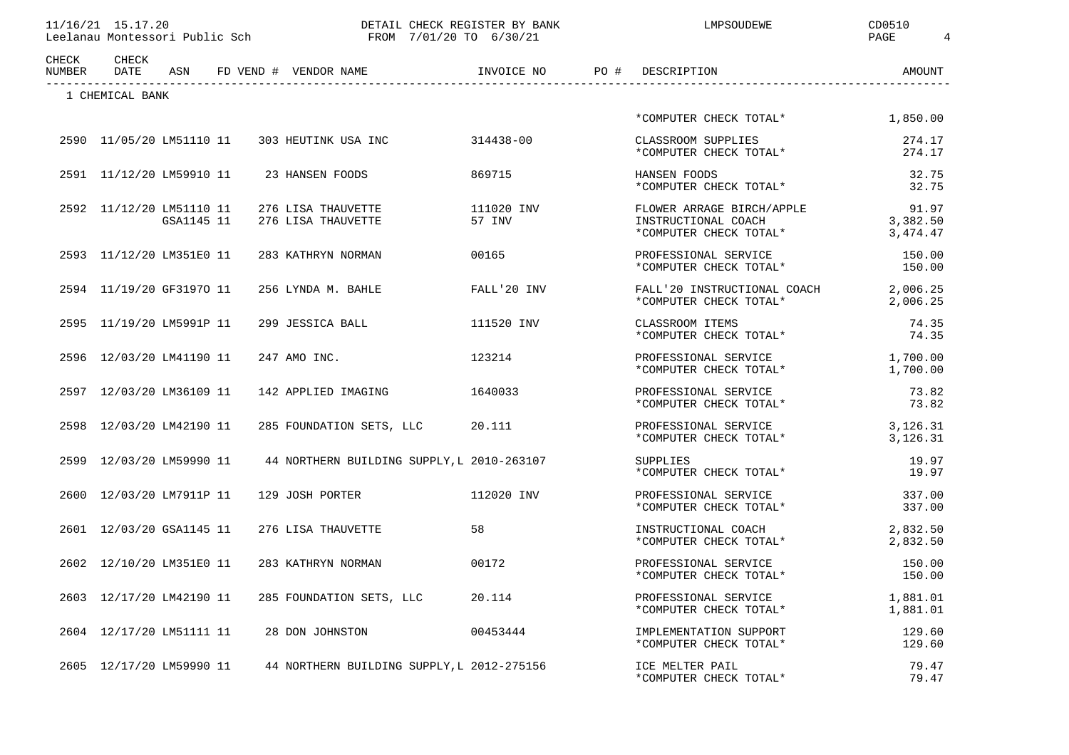| CHECK NUMBER | CHECK DATE | ASN | FD | VEND # | VENDOR NAME | INVOICE NO | PO # | DESCRIPTION | AMOUNT |
|---|---|---|---|---|---|---|---|---|---|
| 1 CHEMICAL BANK | | | | | | | | | |
| | | | | | | | | *COMPUTER CHECK TOTAL* | 1,850.00 |
| 2590 | 11/05/20 | LM51110 | 11 | 303 | HEUTINK USA INC | 314438-00 | | CLASSROOM SUPPLIES | 274.17 |
| | | | | | | | | *COMPUTER CHECK TOTAL* | 274.17 |
| 2591 | 11/12/20 | LM59910 | 11 | 23 | HANSEN FOODS | 869715 | | HANSEN FOODS | 32.75 |
| | | | | | | | | *COMPUTER CHECK TOTAL* | 32.75 |
| 2592 | 11/12/20 | LM51110 | 11 | 276 | LISA THAUVETTE | 111020 INV | | FLOWER ARRAGE BIRCH/APPLE | 91.97 |
| | | GSA1145 | 11 | 276 | LISA THAUVETTE | 57 INV | | INSTRUCTIONAL COACH | 3,382.50 |
| | | | | | | | | *COMPUTER CHECK TOTAL* | 3,474.47 |
| 2593 | 11/12/20 | LM351E0 | 11 | 283 | KATHRYN NORMAN | 00165 | | PROFESSIONAL SERVICE | 150.00 |
| | | | | | | | | *COMPUTER CHECK TOTAL* | 150.00 |
| 2594 | 11/19/20 | GF3197O | 11 | 256 | LYNDA M. BAHLE | FALL'20 INV | | FALL'20 INSTRUCTIONAL COACH | 2,006.25 |
| | | | | | | | | *COMPUTER CHECK TOTAL* | 2,006.25 |
| 2595 | 11/19/20 | LM5991P | 11 | 299 | JESSICA BALL | 111520 INV | | CLASSROOM ITEMS | 74.35 |
| | | | | | | | | *COMPUTER CHECK TOTAL* | 74.35 |
| 2596 | 12/03/20 | LM41190 | 11 | 247 | AMO INC. | 123214 | | PROFESSIONAL SERVICE | 1,700.00 |
| | | | | | | | | *COMPUTER CHECK TOTAL* | 1,700.00 |
| 2597 | 12/03/20 | LM36109 | 11 | 142 | APPLIED IMAGING | 1640033 | | PROFESSIONAL SERVICE | 73.82 |
| | | | | | | | | *COMPUTER CHECK TOTAL* | 73.82 |
| 2598 | 12/03/20 | LM42190 | 11 | 285 | FOUNDATION SETS, LLC | 20.111 | | PROFESSIONAL SERVICE | 3,126.31 |
| | | | | | | | | *COMPUTER CHECK TOTAL* | 3,126.31 |
| 2599 | 12/03/20 | LM59990 | 11 | 44 | NORTHERN BUILDING SUPPLY,L | 2010-263107 | | SUPPLIES | 19.97 |
| | | | | | | | | *COMPUTER CHECK TOTAL* | 19.97 |
| 2600 | 12/03/20 | LM7911P | 11 | 129 | JOSH PORTER | 112020 INV | | PROFESSIONAL SERVICE | 337.00 |
| | | | | | | | | *COMPUTER CHECK TOTAL* | 337.00 |
| 2601 | 12/03/20 | GSA1145 | 11 | 276 | LISA THAUVETTE | 58 | | INSTRUCTIONAL COACH | 2,832.50 |
| | | | | | | | | *COMPUTER CHECK TOTAL* | 2,832.50 |
| 2602 | 12/10/20 | LM351E0 | 11 | 283 | KATHRYN NORMAN | 00172 | | PROFESSIONAL SERVICE | 150.00 |
| | | | | | | | | *COMPUTER CHECK TOTAL* | 150.00 |
| 2603 | 12/17/20 | LM42190 | 11 | 285 | FOUNDATION SETS, LLC | 20.114 | | PROFESSIONAL SERVICE | 1,881.01 |
| | | | | | | | | *COMPUTER CHECK TOTAL* | 1,881.01 |
| 2604 | 12/17/20 | LM51111 | 11 | 28 | DON JOHNSTON | 00453444 | | IMPLEMENTATION SUPPORT | 129.60 |
| | | | | | | | | *COMPUTER CHECK TOTAL* | 129.60 |
| 2605 | 12/17/20 | LM59990 | 11 | 44 | NORTHERN BUILDING SUPPLY,L | 2012-275156 | | ICE MELTER PAIL | 79.47 |
| | | | | | | | | *COMPUTER CHECK TOTAL* | 79.47 |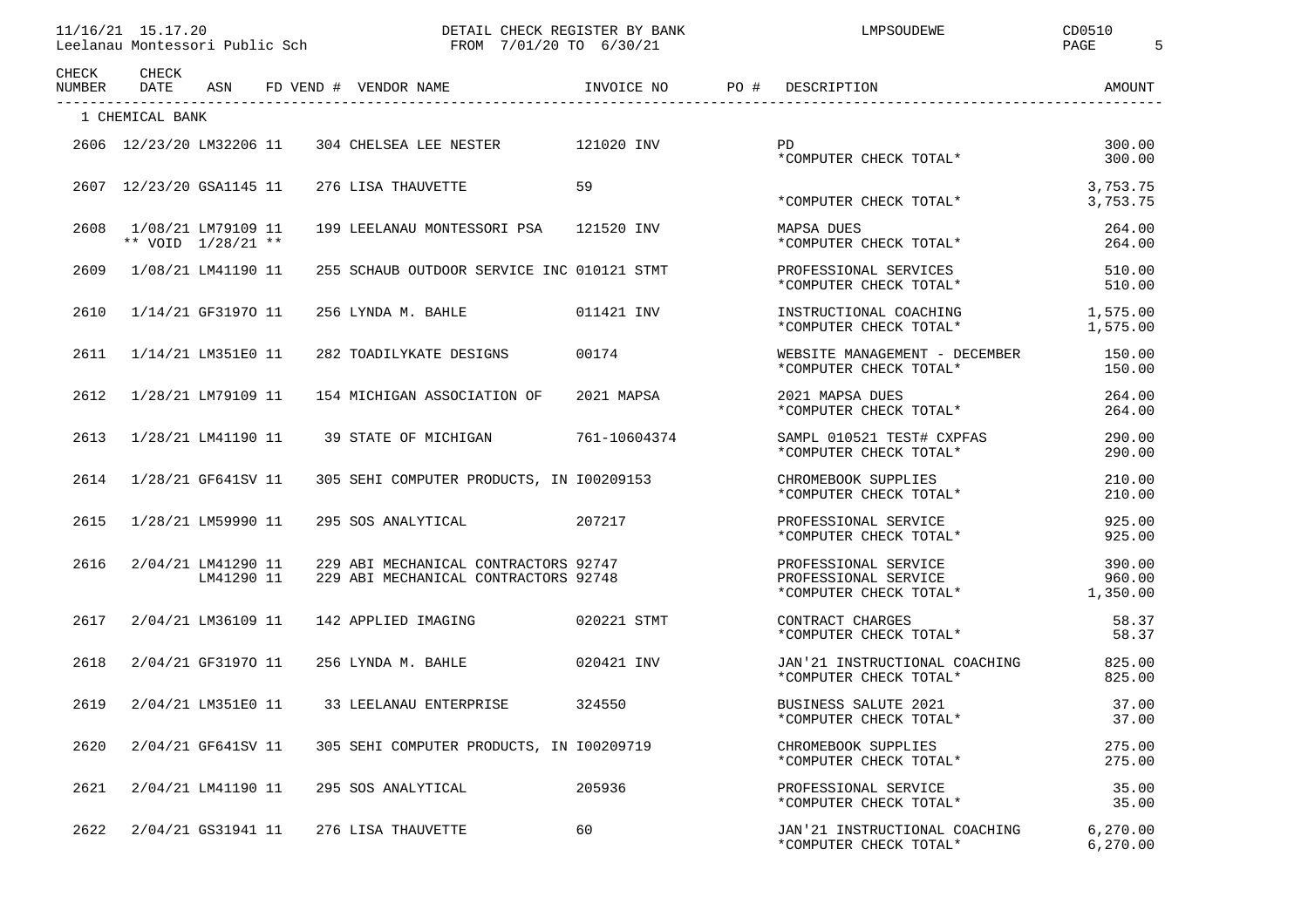Leelanau Montessori Public Sch — DETAIL CHECK REGISTER BY BANK — FROM 7/01/20 TO 6/30/21

| CHECK NUMBER | CHECK DATE | ASN | FD | VEND # | VENDOR NAME | INVOICE NO | PO # | DESCRIPTION | AMOUNT |
|---|---|---|---|---|---|---|---|---|---|
| 1 CHEMICAL BANK | | | | | | | | | |
| 2606 | 12/23/20 | LM32206 | 11 | 304 | CHELSEA LEE NESTER | 121020 INV | | PD | 300.00 |
| | | | | | | | | *COMPUTER CHECK TOTAL* | 300.00 |
| 2607 | 12/23/20 | GSA1145 | 11 | 276 | LISA THAUVETTE | 59 | | | 3,753.75 |
| | | | | | | | | *COMPUTER CHECK TOTAL* | 3,753.75 |
| 2608 | 1/08/21 | LM79109 | 11 | 199 | LEELANAU MONTESSORI PSA | 121520 INV | | MAPSA DUES | 264.00 |
| | ** VOID 1/28/21 ** | | | | | | | *COMPUTER CHECK TOTAL* | 264.00 |
| 2609 | 1/08/21 | LM41190 | 11 | 255 | SCHAUB OUTDOOR SERVICE INC | 010121 STMT | | PROFESSIONAL SERVICES | 510.00 |
| | | | | | | | | *COMPUTER CHECK TOTAL* | 510.00 |
| 2610 | 1/14/21 | GF3197O | 11 | 256 | LYNDA M. BAHLE | 011421 INV | | INSTRUCTIONAL COACHING | 1,575.00 |
| | | | | | | | | *COMPUTER CHECK TOTAL* | 1,575.00 |
| 2611 | 1/14/21 | LM351E0 | 11 | 282 | TOADILYKATE DESIGNS | 00174 | | WEBSITE MANAGEMENT - DECEMBER | 150.00 |
| | | | | | | | | *COMPUTER CHECK TOTAL* | 150.00 |
| 2612 | 1/28/21 | LM79109 | 11 | 154 | MICHIGAN ASSOCIATION OF | 2021 MAPSA | | 2021 MAPSA DUES | 264.00 |
| | | | | | | | | *COMPUTER CHECK TOTAL* | 264.00 |
| 2613 | 1/28/21 | LM41190 | 11 | 39 | STATE OF MICHIGAN | 761-10604374 | | SAMPL 010521 TEST# CXPFAS | 290.00 |
| | | | | | | | | *COMPUTER CHECK TOTAL* | 290.00 |
| 2614 | 1/28/21 | GF641SV | 11 | 305 | SEHI COMPUTER PRODUCTS, IN | I00209153 | | CHROMEBOOK SUPPLIES | 210.00 |
| | | | | | | | | *COMPUTER CHECK TOTAL* | 210.00 |
| 2615 | 1/28/21 | LM59990 | 11 | 295 | SOS ANALYTICAL | 207217 | | PROFESSIONAL SERVICE | 925.00 |
| | | | | | | | | *COMPUTER CHECK TOTAL* | 925.00 |
| 2616 | 2/04/21 | LM41290 | 11 | 229 | ABI MECHANICAL CONTRACTORS | 92747 | | PROFESSIONAL SERVICE | 390.00 |
| | | LM41290 | 11 | 229 | ABI MECHANICAL CONTRACTORS | 92748 | | PROFESSIONAL SERVICE | 960.00 |
| | | | | | | | | *COMPUTER CHECK TOTAL* | 1,350.00 |
| 2617 | 2/04/21 | LM36109 | 11 | 142 | APPLIED IMAGING | 020221 STMT | | CONTRACT CHARGES | 58.37 |
| | | | | | | | | *COMPUTER CHECK TOTAL* | 58.37 |
| 2618 | 2/04/21 | GF3197O | 11 | 256 | LYNDA M. BAHLE | 020421 INV | | JAN'21 INSTRUCTIONAL COACHING | 825.00 |
| | | | | | | | | *COMPUTER CHECK TOTAL* | 825.00 |
| 2619 | 2/04/21 | LM351E0 | 11 | 33 | LEELANAU ENTERPRISE | 324550 | | BUSINESS SALUTE 2021 | 37.00 |
| | | | | | | | | *COMPUTER CHECK TOTAL* | 37.00 |
| 2620 | 2/04/21 | GF641SV | 11 | 305 | SEHI COMPUTER PRODUCTS, IN | I00209719 | | CHROMEBOOK SUPPLIES | 275.00 |
| | | | | | | | | *COMPUTER CHECK TOTAL* | 275.00 |
| 2621 | 2/04/21 | LM41190 | 11 | 295 | SOS ANALYTICAL | 205936 | | PROFESSIONAL SERVICE | 35.00 |
| | | | | | | | | *COMPUTER CHECK TOTAL* | 35.00 |
| 2622 | 2/04/21 | GS31941 | 11 | 276 | LISA THAUVETTE | 60 | | JAN'21 INSTRUCTIONAL COACHING | 6,270.00 |
| | | | | | | | | *COMPUTER CHECK TOTAL* | 6,270.00 |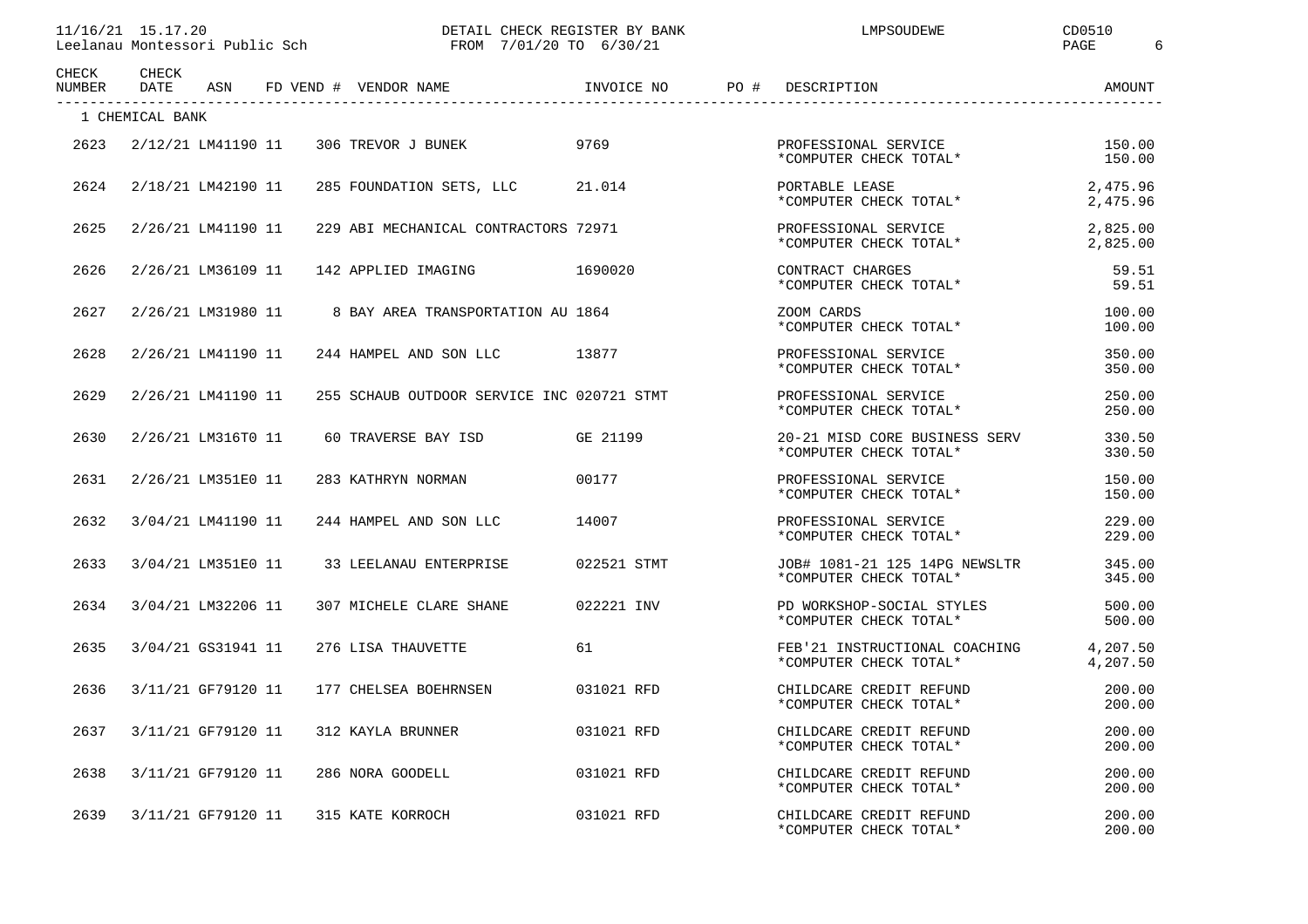11/16/21 15.17.20 DETAIL CHECK REGISTER BY BANK LMPSOUDEWE CD0510

Leelanau Montessori Public Sch FROM 7/01/20 TO 6/30/21

| CHECK NUMBER | CHECK DATE | ASN | FD | VEND # | VENDOR NAME | INVOICE NO | PO # | DESCRIPTION | AMOUNT |
|---|---|---|---|---|---|---|---|---|---|
| 1 CHEMICAL BANK | | | | | | | | | |
| 2623 | 2/12/21 | LM41190 | 11 | 306 | TREVOR J BUNEK | 9769 | | PROFESSIONAL SERVICE | 150.00 |
| | | | | | | | | *COMPUTER CHECK TOTAL* | 150.00 |
| 2624 | 2/18/21 | LM42190 | 11 | 285 | FOUNDATION SETS, LLC | 21.014 | | PORTABLE LEASE | 2,475.96 |
| | | | | | | | | *COMPUTER CHECK TOTAL* | 2,475.96 |
| 2625 | 2/26/21 | LM41190 | 11 | 229 | ABI MECHANICAL CONTRACTORS | 72971 | | PROFESSIONAL SERVICE | 2,825.00 |
| | | | | | | | | *COMPUTER CHECK TOTAL* | 2,825.00 |
| 2626 | 2/26/21 | LM36109 | 11 | 142 | APPLIED IMAGING | 1690020 | | CONTRACT CHARGES | 59.51 |
| | | | | | | | | *COMPUTER CHECK TOTAL* | 59.51 |
| 2627 | 2/26/21 | LM31980 | 11 | 8 | BAY AREA TRANSPORTATION AU | 1864 | | ZOOM CARDS | 100.00 |
| | | | | | | | | *COMPUTER CHECK TOTAL* | 100.00 |
| 2628 | 2/26/21 | LM41190 | 11 | 244 | HAMPEL AND SON LLC | 13877 | | PROFESSIONAL SERVICE | 350.00 |
| | | | | | | | | *COMPUTER CHECK TOTAL* | 350.00 |
| 2629 | 2/26/21 | LM41190 | 11 | 255 | SCHAUB OUTDOOR SERVICE INC | 020721 STMT | | PROFESSIONAL SERVICE | 250.00 |
| | | | | | | | | *COMPUTER CHECK TOTAL* | 250.00 |
| 2630 | 2/26/21 | LM316T0 | 11 | 60 | TRAVERSE BAY ISD | GE 21199 | | 20-21 MISD CORE BUSINESS SERV | 330.50 |
| | | | | | | | | *COMPUTER CHECK TOTAL* | 330.50 |
| 2631 | 2/26/21 | LM351E0 | 11 | 283 | KATHRYN NORMAN | 00177 | | PROFESSIONAL SERVICE | 150.00 |
| | | | | | | | | *COMPUTER CHECK TOTAL* | 150.00 |
| 2632 | 3/04/21 | LM41190 | 11 | 244 | HAMPEL AND SON LLC | 14007 | | PROFESSIONAL SERVICE | 229.00 |
| | | | | | | | | *COMPUTER CHECK TOTAL* | 229.00 |
| 2633 | 3/04/21 | LM351E0 | 11 | 33 | LEELANAU ENTERPRISE | 022521 STMT | | JOB# 1081-21 125 14PG NEWSLTR | 345.00 |
| | | | | | | | | *COMPUTER CHECK TOTAL* | 345.00 |
| 2634 | 3/04/21 | LM32206 | 11 | 307 | MICHELE CLARE SHANE | 022221 INV | | PD WORKSHOP-SOCIAL STYLES | 500.00 |
| | | | | | | | | *COMPUTER CHECK TOTAL* | 500.00 |
| 2635 | 3/04/21 | GS31941 | 11 | 276 | LISA THAUVETTE | 61 | | FEB'21 INSTRUCTIONAL COACHING | 4,207.50 |
| | | | | | | | | *COMPUTER CHECK TOTAL* | 4,207.50 |
| 2636 | 3/11/21 | GF79120 | 11 | 177 | CHELSEA BOEHRNSEN | 031021 RFD | | CHILDCARE CREDIT REFUND | 200.00 |
| | | | | | | | | *COMPUTER CHECK TOTAL* | 200.00 |
| 2637 | 3/11/21 | GF79120 | 11 | 312 | KAYLA BRUNNER | 031021 RFD | | CHILDCARE CREDIT REFUND | 200.00 |
| | | | | | | | | *COMPUTER CHECK TOTAL* | 200.00 |
| 2638 | 3/11/21 | GF79120 | 11 | 286 | NORA GOODELL | 031021 RFD | | CHILDCARE CREDIT REFUND | 200.00 |
| | | | | | | | | *COMPUTER CHECK TOTAL* | 200.00 |
| 2639 | 3/11/21 | GF79120 | 11 | 315 | KATE KORROCH | 031021 RFD | | CHILDCARE CREDIT REFUND | 200.00 |
| | | | | | | | | *COMPUTER CHECK TOTAL* | 200.00 |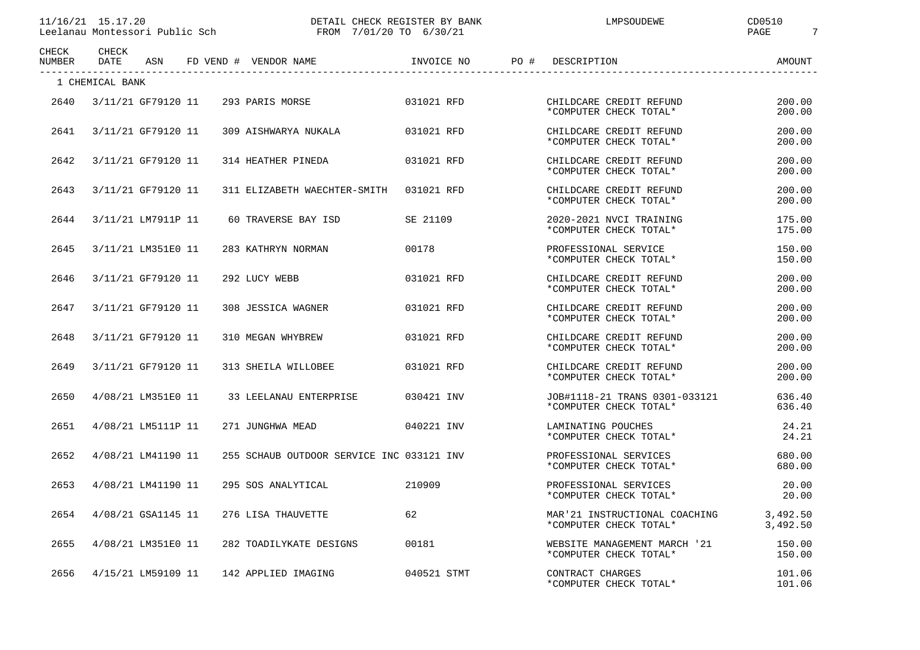11/16/21 15.17.20 DETAIL CHECK REGISTER BY BANK LMPSOUDEWE CD0510

Leelanau Montessori Public Sch FROM 7/01/20 TO 6/30/21

| CHECK NUMBER | CHECK DATE | ASN | FD | VEND # | VENDOR NAME | INVOICE NO | PO # | DESCRIPTION | AMOUNT |
|---|---|---|---|---|---|---|---|---|---|
| 1 CHEMICAL BANK | | | | | | | | | |
| 2640 | 3/11/21 | GF79120 | 11 | 293 | PARIS MORSE | 031021 RFD | | CHILDCARE CREDIT REFUND | 200.00 |
| | | | | | | | | *COMPUTER CHECK TOTAL* | 200.00 |
| 2641 | 3/11/21 | GF79120 | 11 | 309 | AISHWARYA NUKALA | 031021 RFD | | CHILDCARE CREDIT REFUND | 200.00 |
| | | | | | | | | *COMPUTER CHECK TOTAL* | 200.00 |
| 2642 | 3/11/21 | GF79120 | 11 | 314 | HEATHER PINEDA | 031021 RFD | | CHILDCARE CREDIT REFUND | 200.00 |
| | | | | | | | | *COMPUTER CHECK TOTAL* | 200.00 |
| 2643 | 3/11/21 | GF79120 | 11 | 311 | ELIZABETH WAECHTER-SMITH | 031021 RFD | | CHILDCARE CREDIT REFUND | 200.00 |
| | | | | | | | | *COMPUTER CHECK TOTAL* | 200.00 |
| 2644 | 3/11/21 | LM7911P | 11 | 60 | TRAVERSE BAY ISD | SE 21109 | | 2020-2021 NVCI TRAINING | 175.00 |
| | | | | | | | | *COMPUTER CHECK TOTAL* | 175.00 |
| 2645 | 3/11/21 | LM351E0 | 11 | 283 | KATHRYN NORMAN | 00178 | | PROFESSIONAL SERVICE | 150.00 |
| | | | | | | | | *COMPUTER CHECK TOTAL* | 150.00 |
| 2646 | 3/11/21 | GF79120 | 11 | 292 | LUCY WEBB | 031021 RFD | | CHILDCARE CREDIT REFUND | 200.00 |
| | | | | | | | | *COMPUTER CHECK TOTAL* | 200.00 |
| 2647 | 3/11/21 | GF79120 | 11 | 308 | JESSICA WAGNER | 031021 RFD | | CHILDCARE CREDIT REFUND | 200.00 |
| | | | | | | | | *COMPUTER CHECK TOTAL* | 200.00 |
| 2648 | 3/11/21 | GF79120 | 11 | 310 | MEGAN WHYBREW | 031021 RFD | | CHILDCARE CREDIT REFUND | 200.00 |
| | | | | | | | | *COMPUTER CHECK TOTAL* | 200.00 |
| 2649 | 3/11/21 | GF79120 | 11 | 313 | SHEILA WILLOBEE | 031021 RFD | | CHILDCARE CREDIT REFUND | 200.00 |
| | | | | | | | | *COMPUTER CHECK TOTAL* | 200.00 |
| 2650 | 4/08/21 | LM351E0 | 11 | 33 | LEELANAU ENTERPRISE | 030421 INV | | JOB#1118-21 TRANS 0301-033121 | 636.40 |
| | | | | | | | | *COMPUTER CHECK TOTAL* | 636.40 |
| 2651 | 4/08/21 | LM5111P | 11 | 271 | JUNGHWA MEAD | 040221 INV | | LAMINATING POUCHES | 24.21 |
| | | | | | | | | *COMPUTER CHECK TOTAL* | 24.21 |
| 2652 | 4/08/21 | LM41190 | 11 | 255 | SCHAUB OUTDOOR SERVICE INC | 033121 INV | | PROFESSIONAL SERVICES | 680.00 |
| | | | | | | | | *COMPUTER CHECK TOTAL* | 680.00 |
| 2653 | 4/08/21 | LM41190 | 11 | 295 | SOS ANALYTICAL | 210909 | | PROFESSIONAL SERVICES | 20.00 |
| | | | | | | | | *COMPUTER CHECK TOTAL* | 20.00 |
| 2654 | 4/08/21 | GSA1145 | 11 | 276 | LISA THAUVETTE | 62 | | MAR'21 INSTRUCTIONAL COACHING | 3,492.50 |
| | | | | | | | | *COMPUTER CHECK TOTAL* | 3,492.50 |
| 2655 | 4/08/21 | LM351E0 | 11 | 282 | TOADILYKATE DESIGNS | 00181 | | WEBSITE MANAGEMENT MARCH '21 | 150.00 |
| | | | | | | | | *COMPUTER CHECK TOTAL* | 150.00 |
| 2656 | 4/15/21 | LM59109 | 11 | 142 | APPLIED IMAGING | 040521 STMT | | CONTRACT CHARGES | 101.06 |
| | | | | | | | | *COMPUTER CHECK TOTAL* | 101.06 |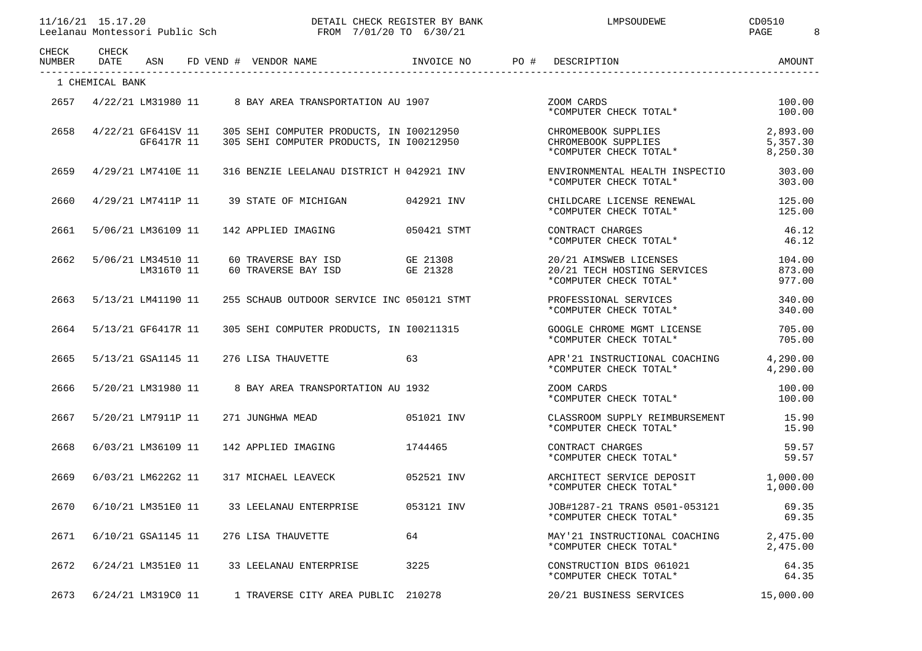11/16/21 15.17.20 DETAIL CHECK REGISTER BY BANK LMPSOUDEWE CD0510
Leelanau Montessori Public Sch FROM 7/01/20 TO 6/30/21

| CHECK NUMBER | CHECK DATE | ASN | FD | VEND # | VENDOR NAME | INVOICE NO | PO # | DESCRIPTION | AMOUNT |
|---|---|---|---|---|---|---|---|---|---|
| 1 CHEMICAL BANK | | | | | | | | | |
| 2657 | 4/22/21 | LM31980 | 11 | 8 | BAY AREA TRANSPORTATION AU | 1907 | | ZOOM CARDS | 100.00 |
| | | | | | | | | *COMPUTER CHECK TOTAL* | 100.00 |
| 2658 | 4/22/21 | GF641SV | 11 | 305 | SEHI COMPUTER PRODUCTS, IN | I00212950 | | CHROMEBOOK SUPPLIES | 2,893.00 |
| | | GF6417R | 11 | 305 | SEHI COMPUTER PRODUCTS, IN | I00212950 | | CHROMEBOOK SUPPLIES | 5,357.30 |
| | | | | | | | | *COMPUTER CHECK TOTAL* | 8,250.30 |
| 2659 | 4/29/21 | LM7410E | 11 | 316 | BENZIE LEELANAU DISTRICT H | 042921 INV | | ENVIRONMENTAL HEALTH INSPECTIO | 303.00 |
| | | | | | | | | *COMPUTER CHECK TOTAL* | 303.00 |
| 2660 | 4/29/21 | LM7411P | 11 | 39 | STATE OF MICHIGAN | 042921 INV | | CHILDCARE LICENSE RENEWAL | 125.00 |
| | | | | | | | | *COMPUTER CHECK TOTAL* | 125.00 |
| 2661 | 5/06/21 | LM36109 | 11 | 142 | APPLIED IMAGING | 050421 STMT | | CONTRACT CHARGES | 46.12 |
| | | | | | | | | *COMPUTER CHECK TOTAL* | 46.12 |
| 2662 | 5/06/21 | LM34510 | 11 | 60 | TRAVERSE BAY ISD | GE 21308 | | 20/21 AIMSWEB LICENSES | 104.00 |
| | | LM316T0 | 11 | 60 | TRAVERSE BAY ISD | GE 21328 | | 20/21 TECH HOSTING SERVICES | 873.00 |
| | | | | | | | | *COMPUTER CHECK TOTAL* | 977.00 |
| 2663 | 5/13/21 | LM41190 | 11 | 255 | SCHAUB OUTDOOR SERVICE INC | 050121 STMT | | PROFESSIONAL SERVICES | 340.00 |
| | | | | | | | | *COMPUTER CHECK TOTAL* | 340.00 |
| 2664 | 5/13/21 | GF6417R | 11 | 305 | SEHI COMPUTER PRODUCTS, IN | I00211315 | | GOOGLE CHROME MGMT LICENSE | 705.00 |
| | | | | | | | | *COMPUTER CHECK TOTAL* | 705.00 |
| 2665 | 5/13/21 | GSA1145 | 11 | 276 | LISA THAUVETTE | 63 | | APR'21 INSTRUCTIONAL COACHING | 4,290.00 |
| | | | | | | | | *COMPUTER CHECK TOTAL* | 4,290.00 |
| 2666 | 5/20/21 | LM31980 | 11 | 8 | BAY AREA TRANSPORTATION AU | 1932 | | ZOOM CARDS | 100.00 |
| | | | | | | | | *COMPUTER CHECK TOTAL* | 100.00 |
| 2667 | 5/20/21 | LM7911P | 11 | 271 | JUNGHWA MEAD | 051021 INV | | CLASSROOM SUPPLY REIMBURSEMENT | 15.90 |
| | | | | | | | | *COMPUTER CHECK TOTAL* | 15.90 |
| 2668 | 6/03/21 | LM36109 | 11 | 142 | APPLIED IMAGING | 1744465 | | CONTRACT CHARGES | 59.57 |
| | | | | | | | | *COMPUTER CHECK TOTAL* | 59.57 |
| 2669 | 6/03/21 | LM622G2 | 11 | 317 | MICHAEL LEAVECK | 052521 INV | | ARCHITECT SERVICE DEPOSIT | 1,000.00 |
| | | | | | | | | *COMPUTER CHECK TOTAL* | 1,000.00 |
| 2670 | 6/10/21 | LM351E0 | 11 | 33 | LEELANAU ENTERPRISE | 053121 INV | | JOB#1287-21 TRANS 0501-053121 | 69.35 |
| | | | | | | | | *COMPUTER CHECK TOTAL* | 69.35 |
| 2671 | 6/10/21 | GSA1145 | 11 | 276 | LISA THAUVETTE | 64 | | MAY'21 INSTRUCTIONAL COACHING | 2,475.00 |
| | | | | | | | | *COMPUTER CHECK TOTAL* | 2,475.00 |
| 2672 | 6/24/21 | LM351E0 | 11 | 33 | LEELANAU ENTERPRISE | 3225 | | CONSTRUCTION BIDS 061021 | 64.35 |
| | | | | | | | | *COMPUTER CHECK TOTAL* | 64.35 |
| 2673 | 6/24/21 | LM319C0 | 11 | 1 | TRAVERSE CITY AREA PUBLIC | 210278 | | 20/21 BUSINESS SERVICES | 15,000.00 |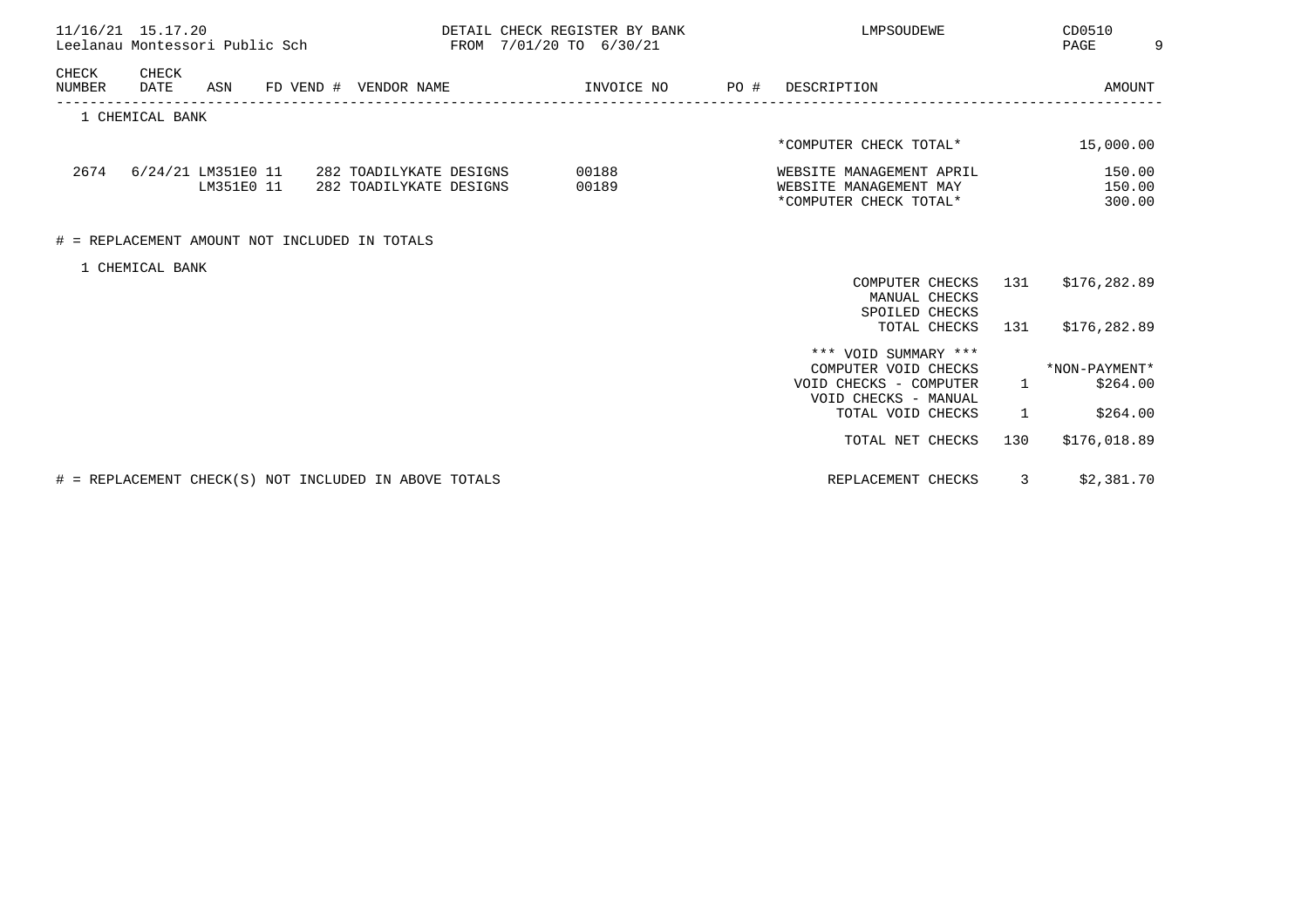11/16/21 15.17.20 DETAIL CHECK REGISTER BY BANK LMPSOUDEWE CD0510
Leelanau Montessori Public Sch FROM 7/01/20 TO 6/30/21

| CHECK NUMBER | CHECK DATE | ASN | FD VEND # | VENDOR NAME | INVOICE NO | PO # | DESCRIPTION | AMOUNT |
|---|---|---|---|---|---|---|---|---|
| 1 CHEMICAL BANK | | | | | | | | |
| | | | | | | | *COMPUTER CHECK TOTAL* | 15,000.00 |
| 2674 | 6/24/21 | LM351E0 | 11 282 | TOADILYKATE DESIGNS | 00188 | | WEBSITE MANAGEMENT APRIL | 150.00 |
| | | LM351E0 | 11 282 | TOADILYKATE DESIGNS | 00189 | | WEBSITE MANAGEMENT MAY | 150.00 |
| | | | | | | | *COMPUTER CHECK TOTAL* | 300.00 |

# = REPLACEMENT AMOUNT NOT INCLUDED IN TOTALS

1 CHEMICAL BANK

| | | |
|---|---|---|
| COMPUTER CHECKS | 131 | $176,282.89 |
| MANUAL CHECKS | | |
| SPOILED CHECKS | | |
| TOTAL CHECKS | 131 | $176,282.89 |
| *** VOID SUMMARY *** | | |
| COMPUTER VOID CHECKS | | *NON-PAYMENT* |
| VOID CHECKS - COMPUTER | 1 | $264.00 |
| VOID CHECKS - MANUAL | | |
| TOTAL VOID CHECKS | 1 | $264.00 |
| TOTAL NET CHECKS | 130 | $176,018.89 |

# = REPLACEMENT CHECK(S) NOT INCLUDED IN ABOVE TOTALS — REPLACEMENT CHECKS 3 $2,381.70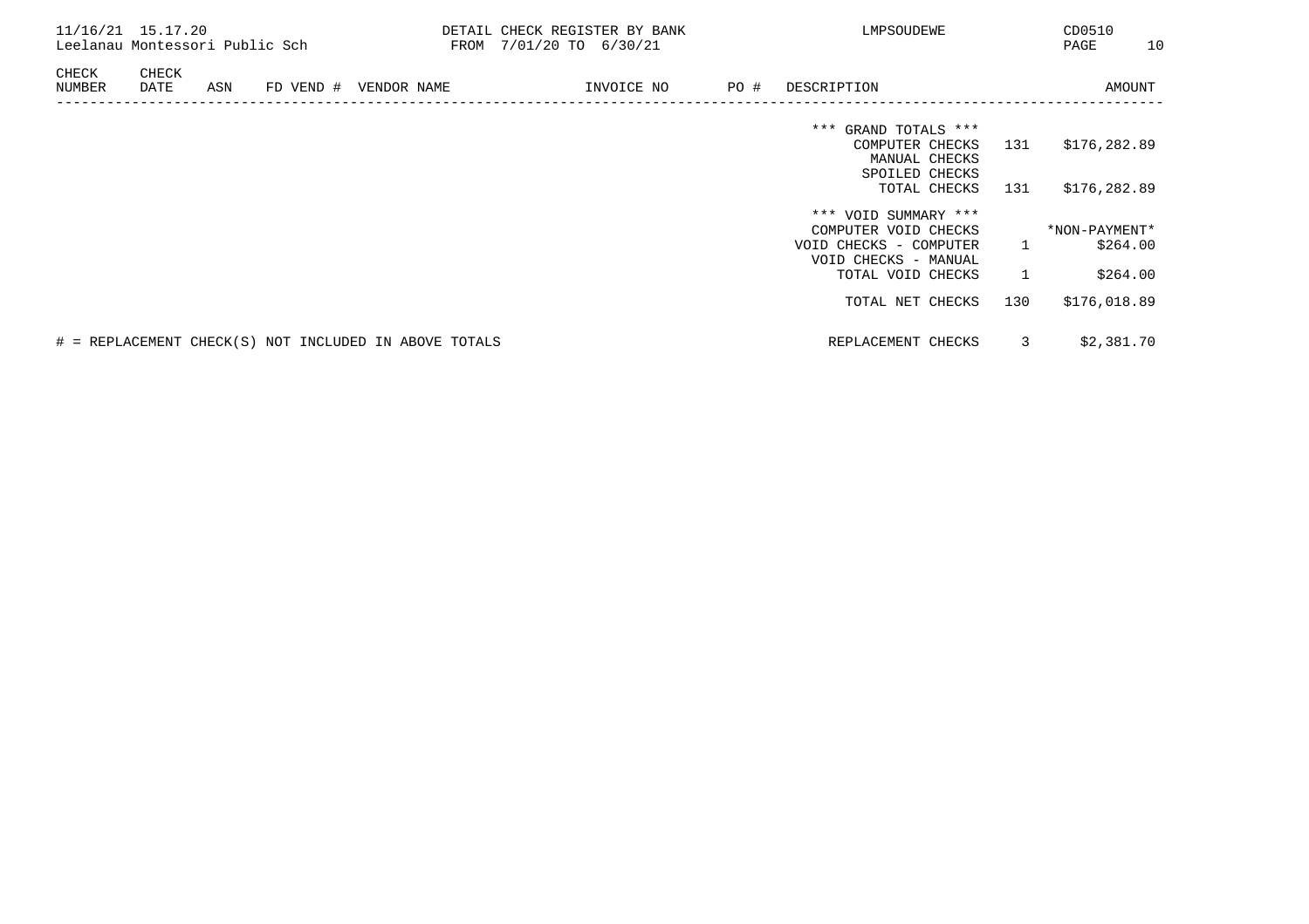| CHECK NUMBER | CHECK DATE | ASN | FD VEND # | VENDOR NAME | INVOICE NO | PO # | DESCRIPTION | | AMOUNT |
|---|---|---|---|---|---|---|---|---|---|
| | | | | | | | *** GRAND TOTALS *** | | |
| | | | | | | | COMPUTER CHECKS | 131 | $176,282.89 |
| | | | | | | | MANUAL CHECKS | | |
| | | | | | | | SPOILED CHECKS | | |
| | | | | | | | TOTAL CHECKS | 131 | $176,282.89 |
| | | | | | | | *** VOID SUMMARY *** | | |
| | | | | | | | COMPUTER VOID CHECKS | | *NON-PAYMENT* |
| | | | | | | | VOID CHECKS - COMPUTER | 1 | $264.00 |
| | | | | | | | VOID CHECKS - MANUAL | | |
| | | | | | | | TOTAL VOID CHECKS | 1 | $264.00 |
| | | | | | | | TOTAL NET CHECKS | 130 | $176,018.89 |
| | | | | | | | REPLACEMENT CHECKS | 3 | $2,381.70 |

# = REPLACEMENT CHECK(S) NOT INCLUDED IN ABOVE TOTALS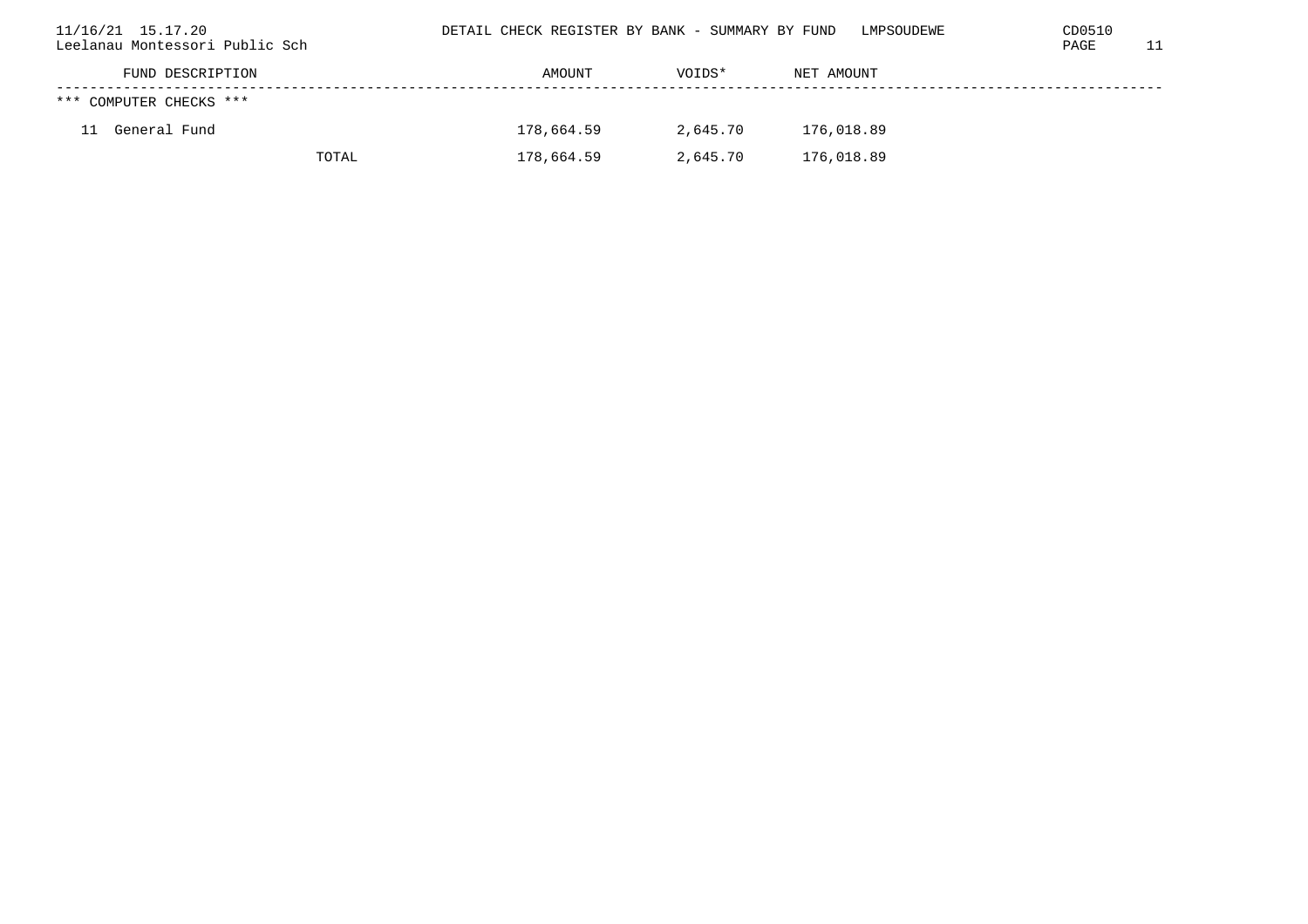11/16/21 15.17.20 DETAIL CHECK REGISTER BY BANK - SUMMARY BY FUND LMPSOUDEWE CD0510

Leelanau Montessori Public Sch

| FUND DESCRIPTION | | AMOUNT | VOIDS* | NET AMOUNT |
|---|---|---|---|---|
| *** COMPUTER CHECKS *** | | | | |
| 11 General Fund | | 178,664.59 | 2,645.70 | 176,018.89 |
| | TOTAL | 178,664.59 | 2,645.70 | 176,018.89 |